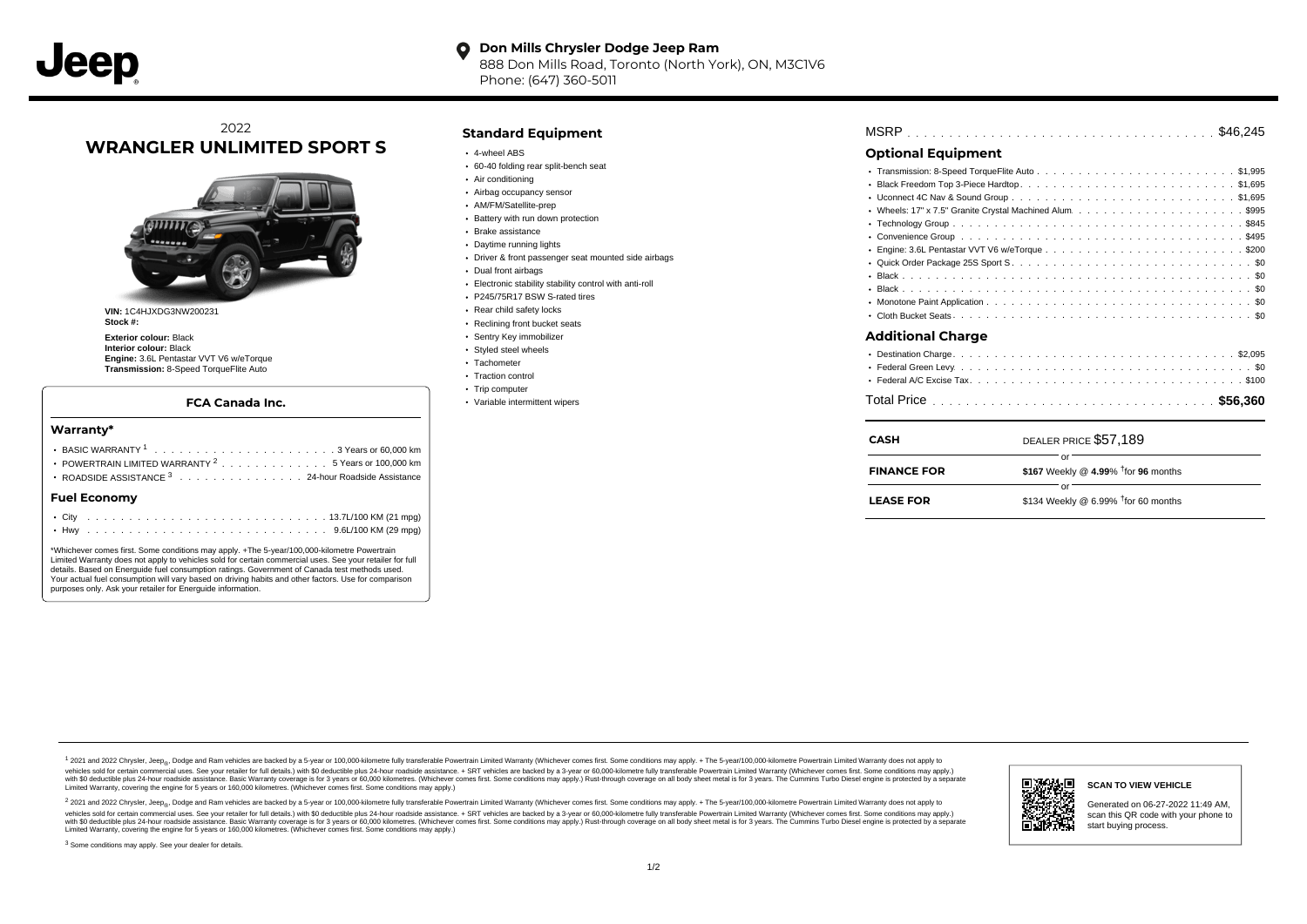**Don Mills Chrysler Dodge Jeep Ram**
888 Don Mills Road, Toronto (North York), ON, M3C1V6
Phone: (647) 360-5011

2022
# WRANGLER UNLIMITED SPORT S

**VIN:** 1C4HJXDG3NW200231
**Stock #:**

**Exterior colour:** Black
**Interior colour:** Black
**Engine:** 3.6L Pentastar VVT V6 w/eTorque
**Transmission:** 8-Speed TorqueFlite Auto

### FCA Canada Inc.

#### Warranty*

- BASIC WARRANTY [1] . . . . . . . . . . . . . 3 Years or 60,000 km
- POWERTRAIN LIMITED WARRANTY [2] . . . . . . . . . . . . 5 Years or 100,000 km
- ROADSIDE ASSISTANCE [3] . . . . . . . . . . . . 24-hour Roadside Assistance

#### Fuel Economy

- City . . . . . . . . . . . . 13.7L/100 KM (21 mpg)
- Hwy . . . . . . . . . . . . 9.6L/100 KM (29 mpg)

*Whichever comes first. Some conditions may apply. +The 5-year/100,000-kilometre Powertrain Limited Warranty does not apply to vehicles sold for certain commercial uses. See your retailer for full details. Based on Energuide fuel consumption ratings. Government of Canada test methods used. Your actual fuel consumption will vary based on driving habits and other factors. Use for comparison purposes only. Ask your retailer for Energuide information.

## Standard Equipment

- 4-wheel ABS
- 60-40 folding rear split-bench seat
- Air conditioning
- Airbag occupancy sensor
- AM/FM/Satellite-prep
- Battery with run down protection
- Brake assistance
- Daytime running lights
- Driver & front passenger seat mounted side airbags
- Dual front airbags
- Electronic stability stability control with anti-roll
- P245/75R17 BSW S-rated tires
- Rear child safety locks
- Reclining front bucket seats
- Sentry Key immobilizer
- Styled steel wheels
- Tachometer
- Traction control
- Trip computer
- Variable intermittent wipers

MSRP . . . . . . . . . . . . $46,245

## Optional Equipment

- Transmission: 8-Speed TorqueFlite Auto . . . . . . . . . . . . $1,995
- Black Freedom Top 3-Piece Hardtop . . . . . . . . . . . . $1,695
- Uconnect 4C Nav & Sound Group . . . . . . . . . . . . $1,695
- Wheels: 17" x 7.5" Granite Crystal Machined Alum . . . . . . . . . . . . $995
- Technology Group . . . . . . . . . . . . $845
- Convenience Group . . . . . . . . . . . . $495
- Engine: 3.6L Pentastar VVT V6 w/eTorque . . . . . . . . . . . . $200
- Quick Order Package 25S Sport S . . . . . . . . . . . . $0
- Black . . . . . . . . . . . . $0
- Black . . . . . . . . . . . . $0
- Monotone Paint Application . . . . . . . . . . . . $0
- Cloth Bucket Seats . . . . . . . . . . . . $0

## Additional Charge

- Destination Charge . . . . . . . . . . . . $2,095
- Federal Green Levy . . . . . . . . . . . . $0
- Federal A/C Excise Tax . . . . . . . . . . . . $100

Total Price . . . . . . . . . . . . **$56,360**

| | |
|---|---|
| **CASH** | DEALER PRICE $57,189 |
| | or |
| **FINANCE FOR** | **$167** Weekly @ **4.99**% †for **96** months |
| | or |
| **LEASE FOR** | $134 Weekly @ 6.99% †for 60 months |

[1] 2021 and 2022 Chrysler, Jeep®, Dodge and Ram vehicles are backed by a 5-year or 100,000-kilometre fully transferable Powertrain Limited Warranty (Whichever comes first. Some conditions may apply. + The 5-year/100,000-kilometre Powertrain Limited Warranty does not apply to vehicles sold for certain commercial uses. See your retailer for full details.) with $0 deductible plus 24-hour roadside assistance. + SRT vehicles are backed by a 3-year or 60,000-kilometre fully transferable Powertrain Limited Warranty (Whichever comes first. Some conditions may apply.) with $0 deductible plus 24-hour roadside assistance. Basic Warranty coverage is for 3 years or 60,000 kilometres. (Whichever comes first. Some conditions may apply.) Rust-through coverage on all body sheet metal is for 3 years. The Cummins Turbo Diesel engine is protected by a separate Limited Warranty, covering the engine for 5 years or 160,000 kilometres. (Whichever comes first. Some conditions may apply.)

[2] 2021 and 2022 Chrysler, Jeep®, Dodge and Ram vehicles are backed by a 5-year or 100,000-kilometre fully transferable Powertrain Limited Warranty (Whichever comes first. Some conditions may apply. + The 5-year/100,000-kilometre Powertrain Limited Warranty does not apply to vehicles sold for certain commercial uses. See your retailer for full details.) with $0 deductible plus 24-hour roadside assistance. + SRT vehicles are backed by a 3-year or 60,000-kilometre fully transferable Powertrain Limited Warranty (Whichever comes first. Some conditions may apply.) with $0 deductible plus 24-hour roadside assistance. Basic Warranty coverage is for 3 years or 60,000 kilometres. (Whichever comes first. Some conditions may apply.) Rust-through coverage on all body sheet metal is for 3 years. The Cummins Turbo Diesel engine is protected by a separate Limited Warranty, covering the engine for 5 years or 160,000 kilometres. (Whichever comes first. Some conditions may apply.)

[3] Some conditions may apply. See your dealer for details.

**SCAN TO VIEW VEHICLE**

Generated on 06-27-2022 11:49 AM, scan this QR code with your phone to start buying process.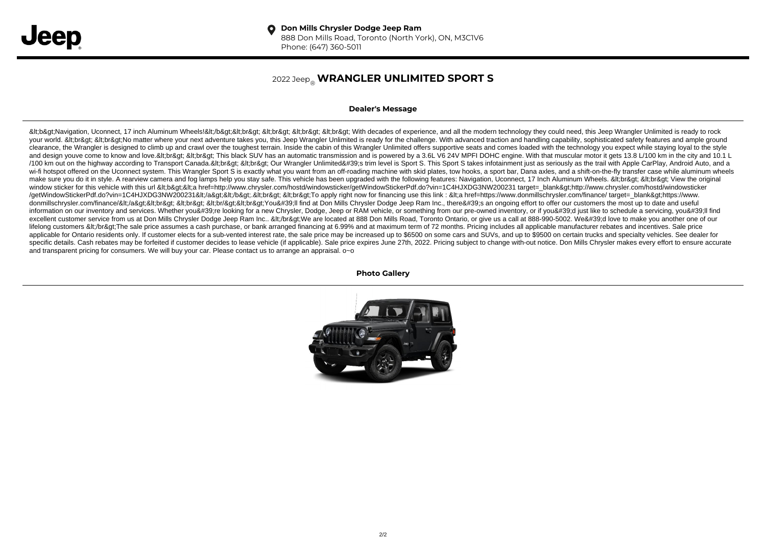**Don Mills Chrysler Dodge Jeep Ram**
888 Don Mills Road, Toronto (North York), ON, M3C1V6
Phone: (647) 360-5011

# 2022 Jeep® WRANGLER UNLIMITED SPORT S

## Dealer's Message

&lt;b&gt;Navigation, Uconnect, 17 inch Aluminum Wheels!&lt;/b&gt;&lt;br&gt; &lt;br&gt; &lt;br&gt; &lt;br&gt; With decades of experience, and all the modern technology they could need, this Jeep Wrangler Unlimited is ready to rock your world. &lt;br&gt; &lt;br&gt;No matter where your next adventure takes you, this Jeep Wrangler Unlimited is ready for the challenge. With advanced traction and handling capability, sophisticated safety features and ample ground clearance, the Wrangler is designed to climb up and crawl over the toughest terrain. Inside the cabin of this Wrangler Unlimited offers supportive seats and comes loaded with the technology you expect while staying loyal to the style and design youve come to know and love.&lt;br&gt; &lt;br&gt; This black SUV has an automatic transmission and is powered by a 3.6L V6 24V MPFI DOHC engine. With that muscular motor it gets 13.8 L/100 km in the city and 10.1 L /100 km out on the highway according to Transport Canada.&lt;br&gt; &lt;br&gt; Our Wrangler Unlimited&#39;s trim level is Sport S. This Sport S takes infotainment just as seriously as the trail with Apple CarPlay, Android Auto, and a wi-fi hotspot offered on the Uconnect system. This Wrangler Sport S is exactly what you want from an off-roading machine with skid plates, tow hooks, a sport bar, Dana axles, and a shift-on-the-fly transfer case while aluminum wheels make sure you do it in style. A rearview camera and fog lamps help you stay safe. This vehicle has been upgraded with the following features: Navigation, Uconnect, 17 Inch Aluminum Wheels. &lt;br&gt; &lt;br&gt; View the original window sticker for this vehicle with this url &lt;b&gt;&lt;a href=http://www.chrysler.com/hostd/windowsticker/getWindowStickerPdf.do?vin=1C4HJXDG3NW200231 target=_blank&gt;http://www.chrysler.com/hostd/windowsticker /getWindowStickerPdf.do?vin=1C4HJXDG3NW200231&lt;/a&gt;&lt;/b&gt;.&lt;br&gt; &lt;br&gt;To apply right now for financing use this link : &lt;a href=https://www.donmillschrysler.com/finance/ target=_blank&gt;https://www. donmillschrysler.com/finance/&lt;/a&gt;&lt;br&gt; &lt;br&gt; &lt;br/&gt;&lt;br&gt;You&#39;ll find at Don Mills Chrysler Dodge Jeep Ram Inc., there&#39;s an ongoing effort to offer our customers the most up to date and useful information on our inventory and services. Whether you&#39;re looking for a new Chrysler, Dodge, Jeep or RAM vehicle, or something from our pre-owned inventory, or if you&#39;d just like to schedule a servicing, you&#39;ll find excellent customer service from us at Don Mills Chrysler Dodge Jeep Ram Inc.. &lt;/br&gt;We are located at 888 Don Mills Road, Toronto Ontario, or give us a call at 888-990-5002. We&#39;d love to make you another one of our lifelong customers &lt;/br&gt;The sale price assumes a cash purchase, or bank arranged financing at 6.99% and at maximum term of 72 months. Pricing includes all applicable manufacturer rebates and incentives. Sale price applicable for Ontario residents only. If customer elects for a sub-vented interest rate, the sale price may be increased up to $6500 on some cars and SUVs, and up to $9500 on certain trucks and specialty vehicles. See dealer for specific details. Cash rebates may be forfeited if customer decides to lease vehicle (if applicable). Sale price expires June 27th, 2022. Pricing subject to change with-out notice. Don Mills Chrysler makes every effort to ensure accurate and transparent pricing for consumers. We will buy your car. Please contact us to arrange an appraisal. o~o

## Photo Gallery